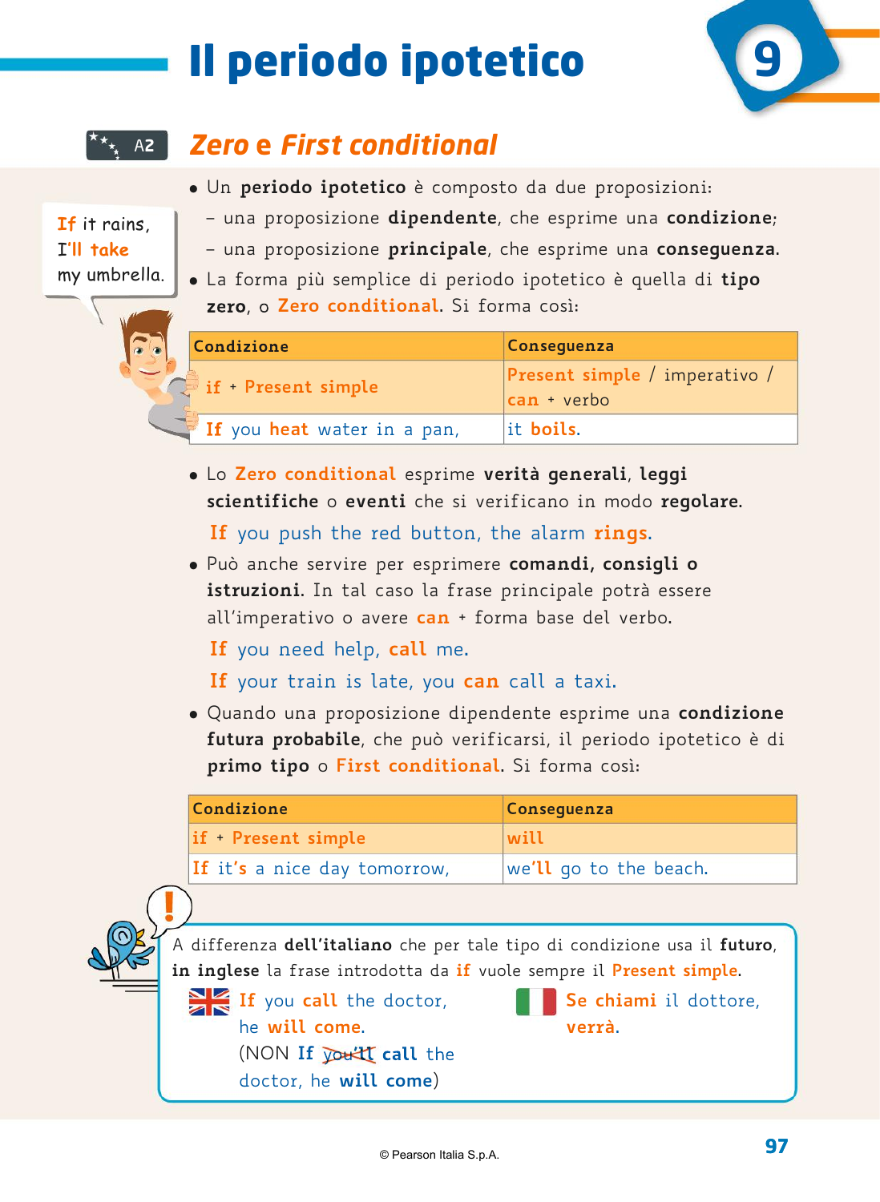# Il periodo ipotetico 9

A2

## Zero e First conditional

If it rains, I'll take my umbrella.

- Un **periodo ipotetico** è composto da due proposizioni:
  - una proposizione **dipendente**, che esprime una **condizione**;
  - una proposizione **principale**, che esprime una **conseguenza**.
- La forma più semplice di periodo ipotetico è quella di **tipo zero**, o **Zero conditional**. Si forma così:

| Condizione | Conseguenza |
|---|---|
| **if** + **Present simple** | **Present simple** / imperativo / **can** + verbo |
| **If** you **heat** water in a pan, | it **boils**. |

- Lo **Zero conditional** esprime **verità generali**, **leggi scientifiche** o **eventi** che si verificano in modo **regolare**.

  **If** you push the red button, the alarm **rings**.

- Può anche servire per esprimere **comandi, consigli o istruzioni**. In tal caso la frase principale potrà essere all'imperativo o avere **can** + forma base del verbo.

  **If** you need help, **call** me.

  **If** your train is late, you **can** call a taxi.

- Quando una proposizione dipendente esprime una **condizione futura probabile**, che può verificarsi, il periodo ipotetico è di **primo tipo** o **First conditional**. Si forma così:

| Condizione | Conseguenza |
|---|---|
| **if** + **Present simple** | **will** |
| **If** it**'s** a nice day tomorrow, | we**'ll** go to the beach. |

!

A differenza **dell'italiano** che per tale tipo di condizione usa il **futuro**, **in inglese** la frase introdotta da **if** vuole sempre il **Present simple**.

**If** you **call** the doctor, he **will come**.
(NON **If** ~~you'll~~ **call** the doctor, he **will come**)

**Se chiami** il dottore, **verrà**.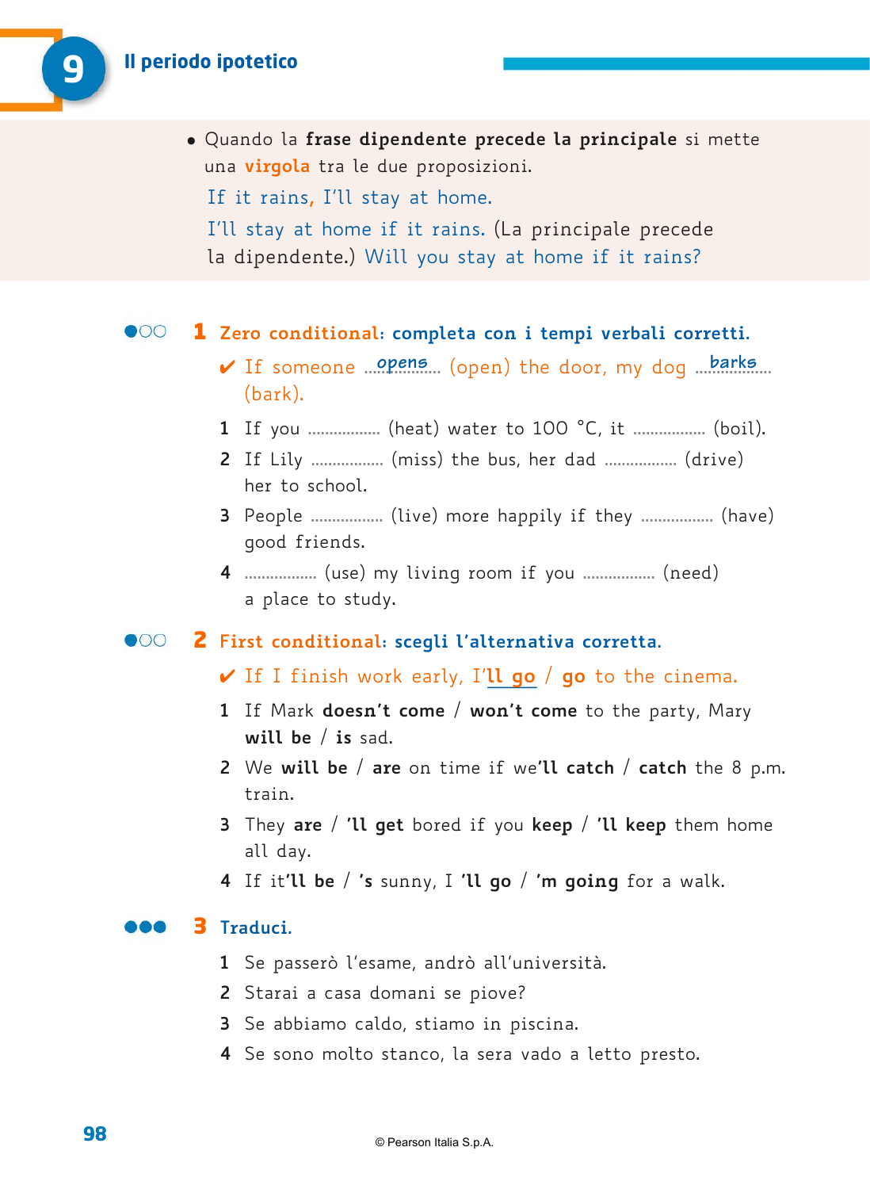- Quando la **frase dipendente precede la principale** si mette una **virgola** tra le due proposizioni.

  If it rains, I'll stay at home.

  I'll stay at home if it rains. (La principale precede la dipendente.) Will you stay at home if it rains?

## 1 Zero conditional: completa con i tempi verbali corretti.

✔ If someone ...opens... (open) the door, my dog ...barks... (bark).

1. If you ................ (heat) water to 100 °C, it ................ (boil).
2. If Lily ................ (miss) the bus, her dad ................ (drive) her to school.
3. People ................ (live) more happily if they ................ (have) good friends.
4. ................ (use) my living room if you ................ (need) a place to study.

## 2 First conditional: scegli l'alternativa corretta.

✔ If I finish work early, I'**ll go** / **go** to the cinema.

1. If Mark **doesn't come** / **won't come** to the party, Mary **will be** / **is** sad.
2. We **will be** / **are** on time if we'**ll catch** / **catch** the 8 p.m. train.
3. They **are** / **'ll get** bored if you **keep** / **'ll keep** them home all day.
4. If it'**ll be** / **'s** sunny, I **'ll go** / **'m going** for a walk.

## 3 Traduci.

1. Se passerò l'esame, andrò all'università.
2. Starai a casa domani se piove?
3. Se abbiamo caldo, stiamo in piscina.
4. Se sono molto stanco, la sera vado a letto presto.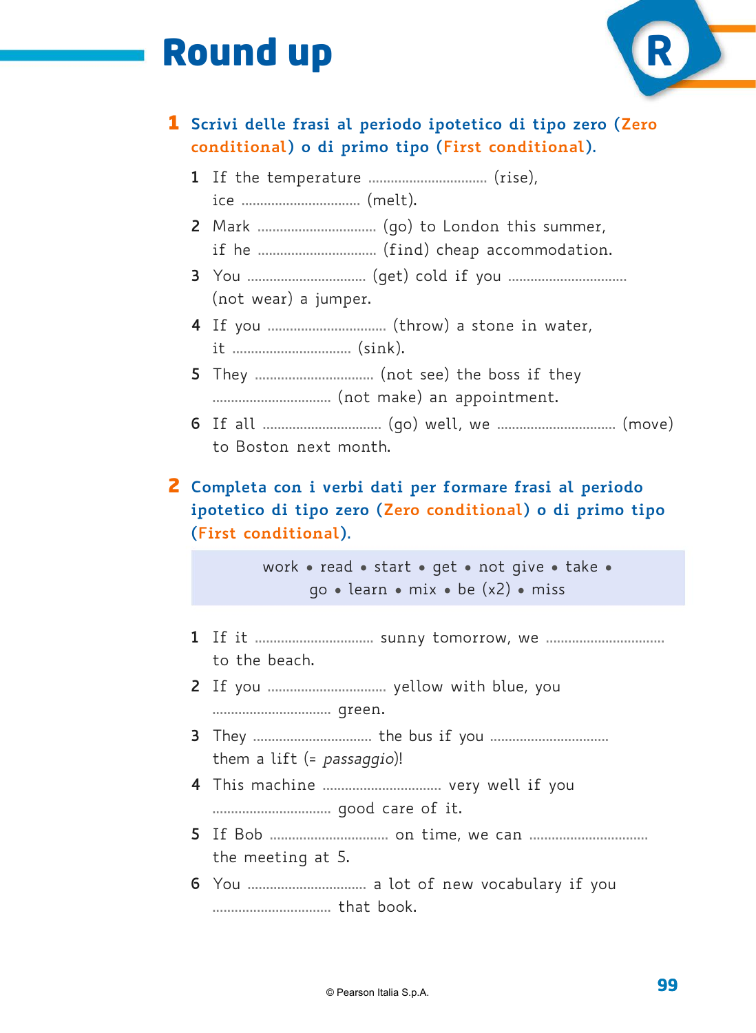# Round up

R

## 1 Scrivi delle frasi al periodo ipotetico di tipo zero (Zero conditional) o di primo tipo (First conditional).

1 If the temperature ................................ (rise), ice ................................ (melt).

2 Mark ................................ (go) to London this summer, if he ................................ (find) cheap accommodation.

3 You ................................ (get) cold if you ................................ (not wear) a jumper.

4 If you ................................ (throw) a stone in water, it ................................ (sink).

5 They ................................ (not see) the boss if they ................................ (not make) an appointment.

6 If all ................................ (go) well, we ................................ (move) to Boston next month.

## 2 Completa con i verbi dati per formare frasi al periodo ipotetico di tipo zero (Zero conditional) o di primo tipo (First conditional).

work • read • start • get • not give • take • go • learn • mix • be (x2) • miss

1 If it ................................ sunny tomorrow, we ................................ to the beach.

2 If you ................................ yellow with blue, you ................................ green.

3 They ................................ the bus if you ................................ them a lift (= *passaggio*)!

4 This machine ................................ very well if you ................................ good care of it.

5 If Bob ................................ on time, we can ................................ the meeting at 5.

6 You ................................ a lot of new vocabulary if you ................................ that book.

© Pearson Italia S.p.A.